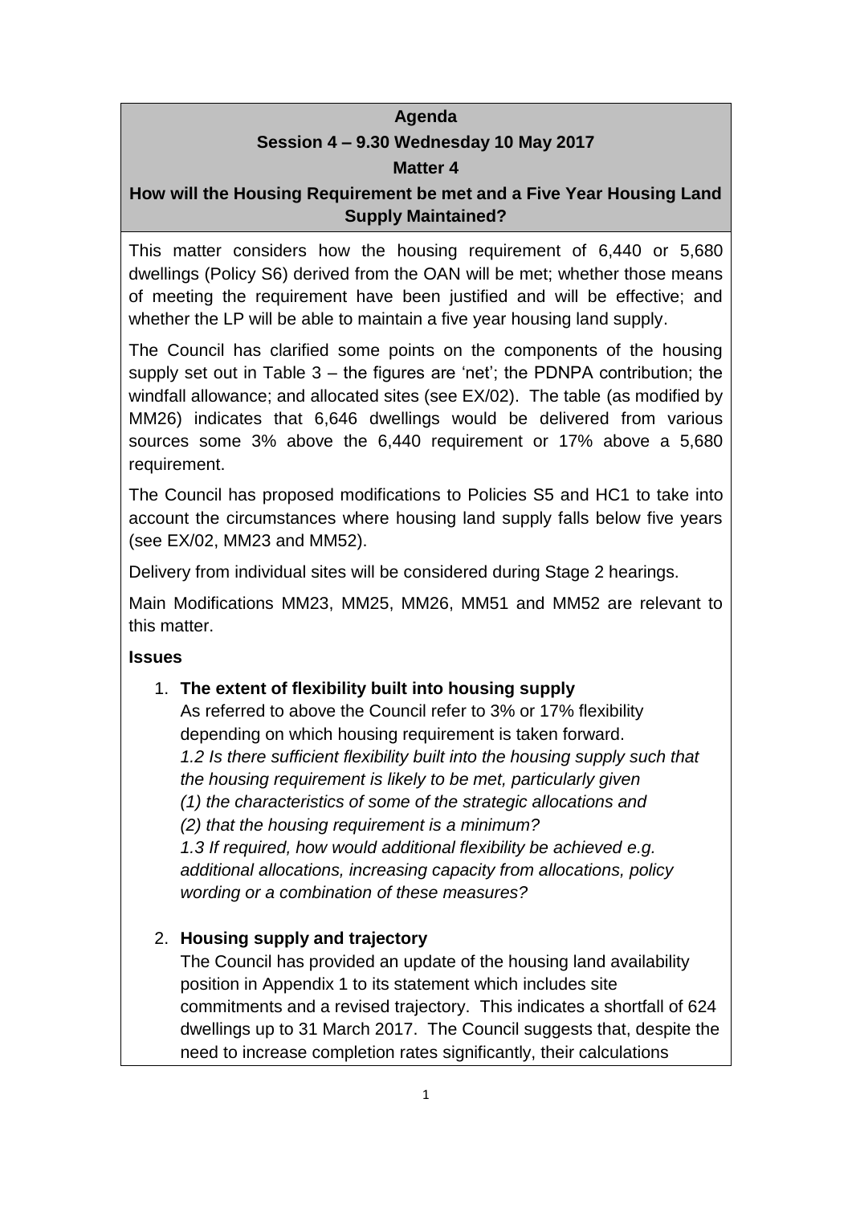**Agenda**

**Session 4 – 9.30 Wednesday 10 May 2017**

**Matter 4**

**How will the Housing Requirement be met and a Five Year Housing Land Supply Maintained?**

This matter considers how the housing requirement of 6,440 or 5,680 dwellings (Policy S6) derived from the OAN will be met; whether those means of meeting the requirement have been justified and will be effective; and whether the LP will be able to maintain a five year housing land supply.

The Council has clarified some points on the components of the housing supply set out in Table 3 – the figures are 'net'; the PDNPA contribution; the windfall allowance; and allocated sites (see EX/02). The table (as modified by MM26) indicates that 6,646 dwellings would be delivered from various sources some 3% above the 6,440 requirement or 17% above a 5,680 requirement.

The Council has proposed modifications to Policies S5 and HC1 to take into account the circumstances where housing land supply falls below five years (see EX/02, MM23 and MM52).

Delivery from individual sites will be considered during Stage 2 hearings.

Main Modifications MM23, MM25, MM26, MM51 and MM52 are relevant to this matter.

**Issues**

1. **The extent of flexibility built into housing supply**

   As referred to above the Council refer to 3% or 17% flexibility depending on which housing requirement is taken forward.

   *1.2 Is there sufficient flexibility built into the housing supply such that the housing requirement is likely to be met, particularly given*
   *(1) the characteristics of some of the strategic allocations and*
   *(2) that the housing requirement is a minimum?*

   *1.3 If required, how would additional flexibility be achieved e.g. additional allocations, increasing capacity from allocations, policy wording or a combination of these measures?*

2. **Housing supply and trajectory**

   The Council has provided an update of the housing land availability position in Appendix 1 to its statement which includes site commitments and a revised trajectory. This indicates a shortfall of 624 dwellings up to 31 March 2017. The Council suggests that, despite the need to increase completion rates significantly, their calculations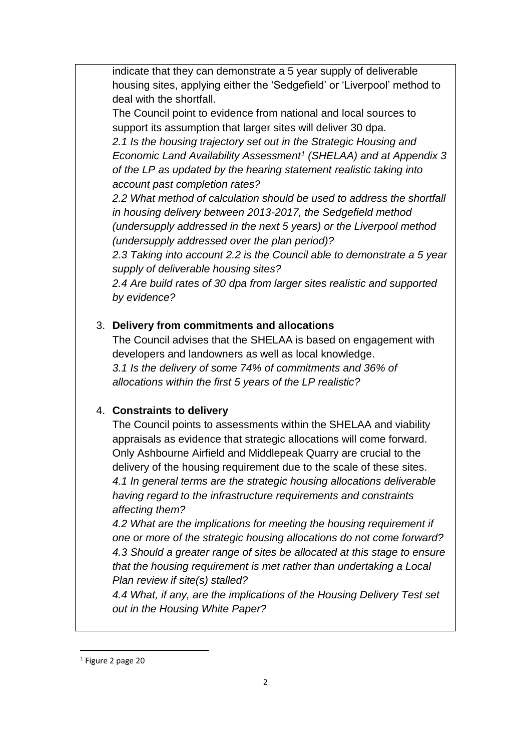indicate that they can demonstrate a 5 year supply of deliverable housing sites, applying either the 'Sedgefield' or 'Liverpool' method to deal with the shortfall.

The Council point to evidence from national and local sources to support its assumption that larger sites will deliver 30 dpa.

*2.1 Is the housing trajectory set out in the Strategic Housing and Economic Land Availability Assessment[1] (SHELAA) and at Appendix 3 of the LP as updated by the hearing statement realistic taking into account past completion rates?*

*2.2 What method of calculation should be used to address the shortfall in housing delivery between 2013-2017, the Sedgefield method (undersupply addressed in the next 5 years) or the Liverpool method (undersupply addressed over the plan period)?*

*2.3 Taking into account 2.2 is the Council able to demonstrate a 5 year supply of deliverable housing sites?*

*2.4 Are build rates of 30 dpa from larger sites realistic and supported by evidence?*

3. **Delivery from commitments and allocations**

The Council advises that the SHELAA is based on engagement with developers and landowners as well as local knowledge.

*3.1 Is the delivery of some 74% of commitments and 36% of allocations within the first 5 years of the LP realistic?*

4. **Constraints to delivery**

The Council points to assessments within the SHELAA and viability appraisals as evidence that strategic allocations will come forward. Only Ashbourne Airfield and Middlepeak Quarry are crucial to the delivery of the housing requirement due to the scale of these sites.

*4.1 In general terms are the strategic housing allocations deliverable having regard to the infrastructure requirements and constraints affecting them?*

*4.2 What are the implications for meeting the housing requirement if one or more of the strategic housing allocations do not come forward?*

*4.3 Should a greater range of sites be allocated at this stage to ensure that the housing requirement is met rather than undertaking a Local Plan review if site(s) stalled?*

*4.4 What, if any, are the implications of the Housing Delivery Test set out in the Housing White Paper?*

---

[1] Figure 2 page 20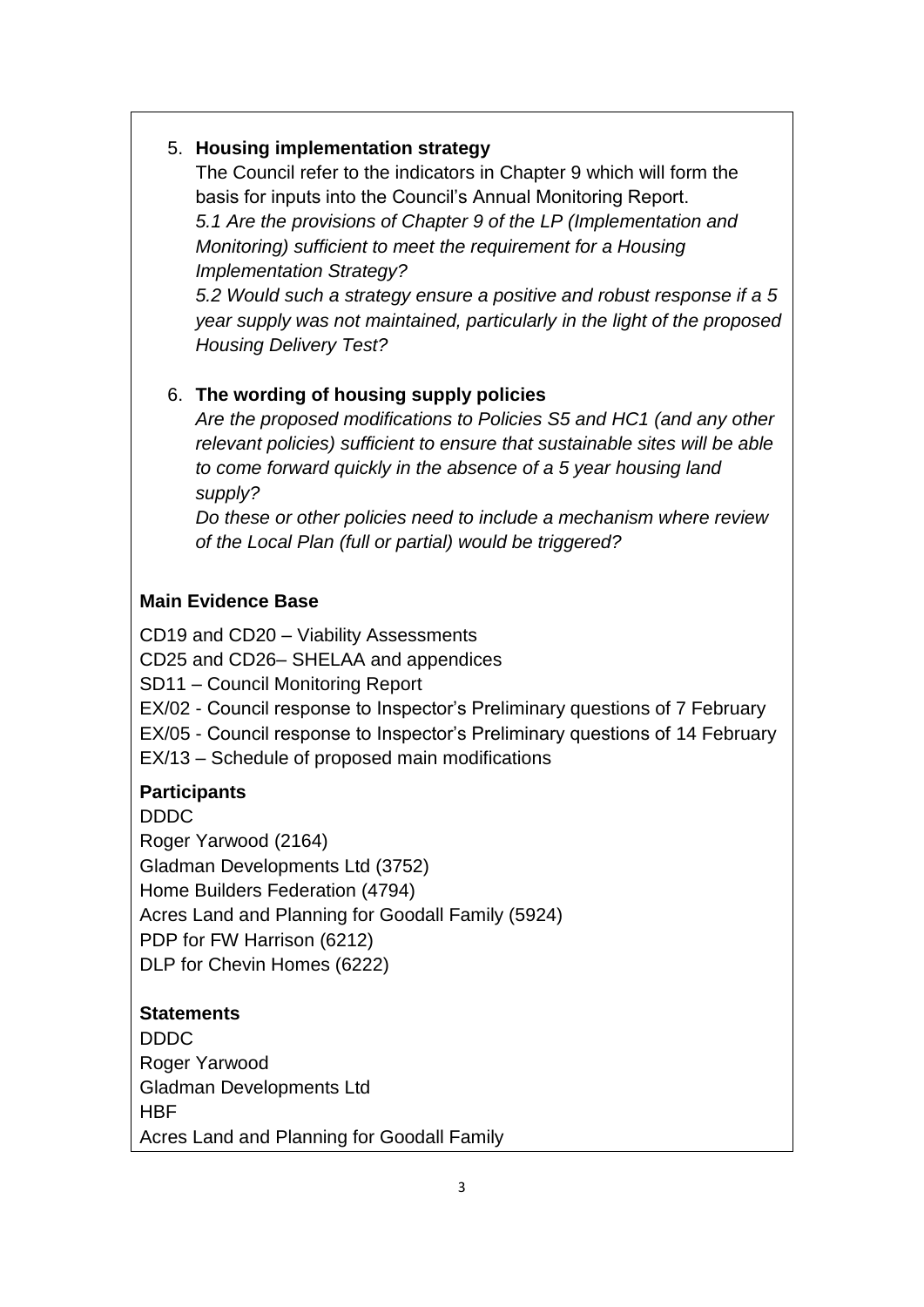5. **Housing implementation strategy**

   The Council refer to the indicators in Chapter 9 which will form the basis for inputs into the Council's Annual Monitoring Report.

   *5.1 Are the provisions of Chapter 9 of the LP (Implementation and Monitoring) sufficient to meet the requirement for a Housing Implementation Strategy?*

   *5.2 Would such a strategy ensure a positive and robust response if a 5 year supply was not maintained, particularly in the light of the proposed Housing Delivery Test?*

6. **The wording of housing supply policies**

   *Are the proposed modifications to Policies S5 and HC1 (and any other relevant policies) sufficient to ensure that sustainable sites will be able to come forward quickly in the absence of a 5 year housing land supply?*

   *Do these or other policies need to include a mechanism where review of the Local Plan (full or partial) would be triggered?*

**Main Evidence Base**

CD19 and CD20 – Viability Assessments
CD25 and CD26– SHELAA and appendices
SD11 – Council Monitoring Report
EX/02 - Council response to Inspector's Preliminary questions of 7 February
EX/05 - Council response to Inspector's Preliminary questions of 14 February
EX/13 – Schedule of proposed main modifications

**Participants**

DDDC
Roger Yarwood (2164)
Gladman Developments Ltd (3752)
Home Builders Federation (4794)
Acres Land and Planning for Goodall Family (5924)
PDP for FW Harrison (6212)
DLP for Chevin Homes (6222)

**Statements**

DDDC
Roger Yarwood
Gladman Developments Ltd
HBF
Acres Land and Planning for Goodall Family